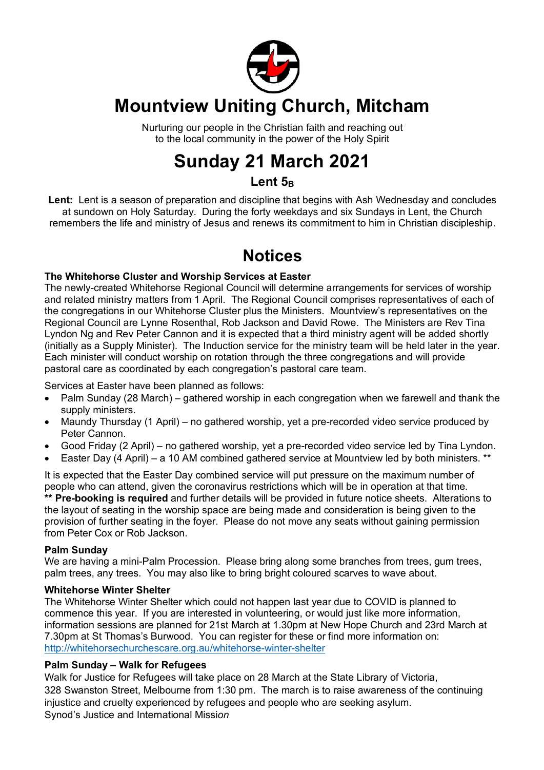# Mountview Uniting Church, Mitcham

Nurturing our people in the Christian faith and reaching out to the local community in the power of the Holy Spirit

# Sunday 21 March 2021

### Lent $5_B$

**Lent:** Lent is a season of preparation and discipline that begins with Ash Wednesday and concludes at sundown on Holy Saturday. During the forty weekdays and six Sundays in Lent, the Church remembers the life and ministry of Jesus and renews its commitment to him in Christian discipleship.

## Notices

**The Whitehorse Cluster and Worship Services at Easter**

The newly-created Whitehorse Regional Council will determine arrangements for services of worship and related ministry matters from 1 April. The Regional Council comprises representatives of each of the congregations in our Whitehorse Cluster plus the Ministers. Mountview's representatives on the Regional Council are Lynne Rosenthal, Rob Jackson and David Rowe. The Ministers are Rev Tina Lyndon Ng and Rev Peter Cannon and it is expected that a third ministry agent will be added shortly (initially as a Supply Minister). The Induction service for the ministry team will be held later in the year. Each minister will conduct worship on rotation through the three congregations and will provide pastoral care as coordinated by each congregation's pastoral care team.

Services at Easter have been planned as follows:

- Palm Sunday (28 March) – gathered worship in each congregation when we farewell and thank the supply ministers.
- Maundy Thursday (1 April) – no gathered worship, yet a pre-recorded video service produced by Peter Cannon.
- Good Friday (2 April) – no gathered worship, yet a pre-recorded video service led by Tina Lyndon.
- Easter Day (4 April) – a 10 AM combined gathered service at Mountview led by both ministers. **

It is expected that the Easter Day combined service will put pressure on the maximum number of people who can attend, given the coronavirus restrictions which will be in operation at that time.
**** Pre-booking is required** and further details will be provided in future notice sheets. Alterations to the layout of seating in the worship space are being made and consideration is being given to the provision of further seating in the foyer. Please do not move any seats without gaining permission from Peter Cox or Rob Jackson.

**Palm Sunday**

We are having a mini-Palm Procession. Please bring along some branches from trees, gum trees, palm trees, any trees. You may also like to bring bright coloured scarves to wave about.

**Whitehorse Winter Shelter**

The Whitehorse Winter Shelter which could not happen last year due to COVID is planned to commence this year. If you are interested in volunteering, or would just like more information, information sessions are planned for 21st March at 1.30pm at New Hope Church and 23rd March at 7.30pm at St Thomas's Burwood. You can register for these or find more information on: http://whitehorsechurchescare.org.au/whitehorse-winter-shelter

**Palm Sunday – Walk for Refugees**

Walk for Justice for Refugees will take place on 28 March at the State Library of Victoria, 328 Swanston Street, Melbourne from 1:30 pm. The march is to raise awareness of the continuing injustice and cruelty experienced by refugees and people who are seeking asylum.
Synod's Justice and International Missi*on*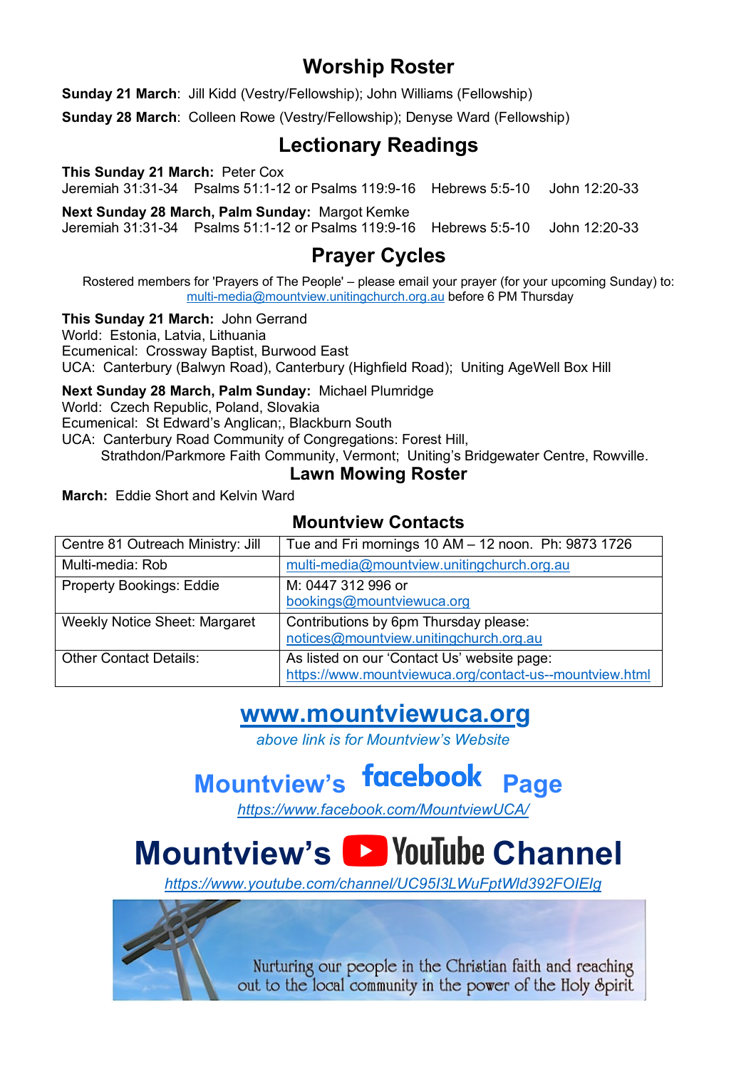## Worship Roster

**Sunday 21 March**: Jill Kidd (Vestry/Fellowship); John Williams (Fellowship)

**Sunday 28 March**: Colleen Rowe (Vestry/Fellowship); Denyse Ward (Fellowship)

## Lectionary Readings

**This Sunday 21 March:** Peter Cox
Jeremiah 31:31-34  Psalms 51:1-12 or Psalms 119:9-16  Hebrews 5:5-10  John 12:20-33

**Next Sunday 28 March, Palm Sunday:** Margot Kemke
Jeremiah 31:31-34  Psalms 51:1-12 or Psalms 119:9-16  Hebrews 5:5-10  John 12:20-33

## Prayer Cycles

Rostered members for 'Prayers of The People' – please email your prayer (for your upcoming Sunday) to: multi-media@mountview.unitingchurch.org.au before 6 PM Thursday

**This Sunday 21 March:** John Gerrand
World: Estonia, Latvia, Lithuania
Ecumenical: Crossway Baptist, Burwood East
UCA: Canterbury (Balwyn Road), Canterbury (Highfield Road); Uniting AgeWell Box Hill

**Next Sunday 28 March, Palm Sunday:** Michael Plumridge
World: Czech Republic, Poland, Slovakia
Ecumenical: St Edward's Anglican;, Blackburn South
UCA: Canterbury Road Community of Congregations: Forest Hill,
Strathdon/Parkmore Faith Community, Vermont; Uniting's Bridgewater Centre, Rowville.

## Lawn Mowing Roster

**March:** Eddie Short and Kelvin Ward

## Mountview Contacts

| | |
|---|---|
| Centre 81 Outreach Ministry: Jill | Tue and Fri mornings 10 AM – 12 noon. Ph: 9873 1726 |
| Multi-media: Rob | multi-media@mountview.unitingchurch.org.au |
| Property Bookings: Eddie | M: 0447 312 996 or bookings@mountviewuca.org |
| Weekly Notice Sheet: Margaret | Contributions by 6pm Thursday please: notices@mountview.unitingchurch.org.au |
| Other Contact Details: | As listed on our 'Contact Us' website page: https://www.mountviewuca.org/contact-us--mountview.html |

## www.mountviewuca.org

*above link is for Mountview's Website*

## Mountview's facebook Page

*https://www.facebook.com/MountviewUCA/*

## Mountview's YouTube Channel

*https://www.youtube.com/channel/UC95I3LWuFptWld392FOIElg*

Nurturing our people in the Christian faith and reaching out to the local community in the power of the Holy Spirit